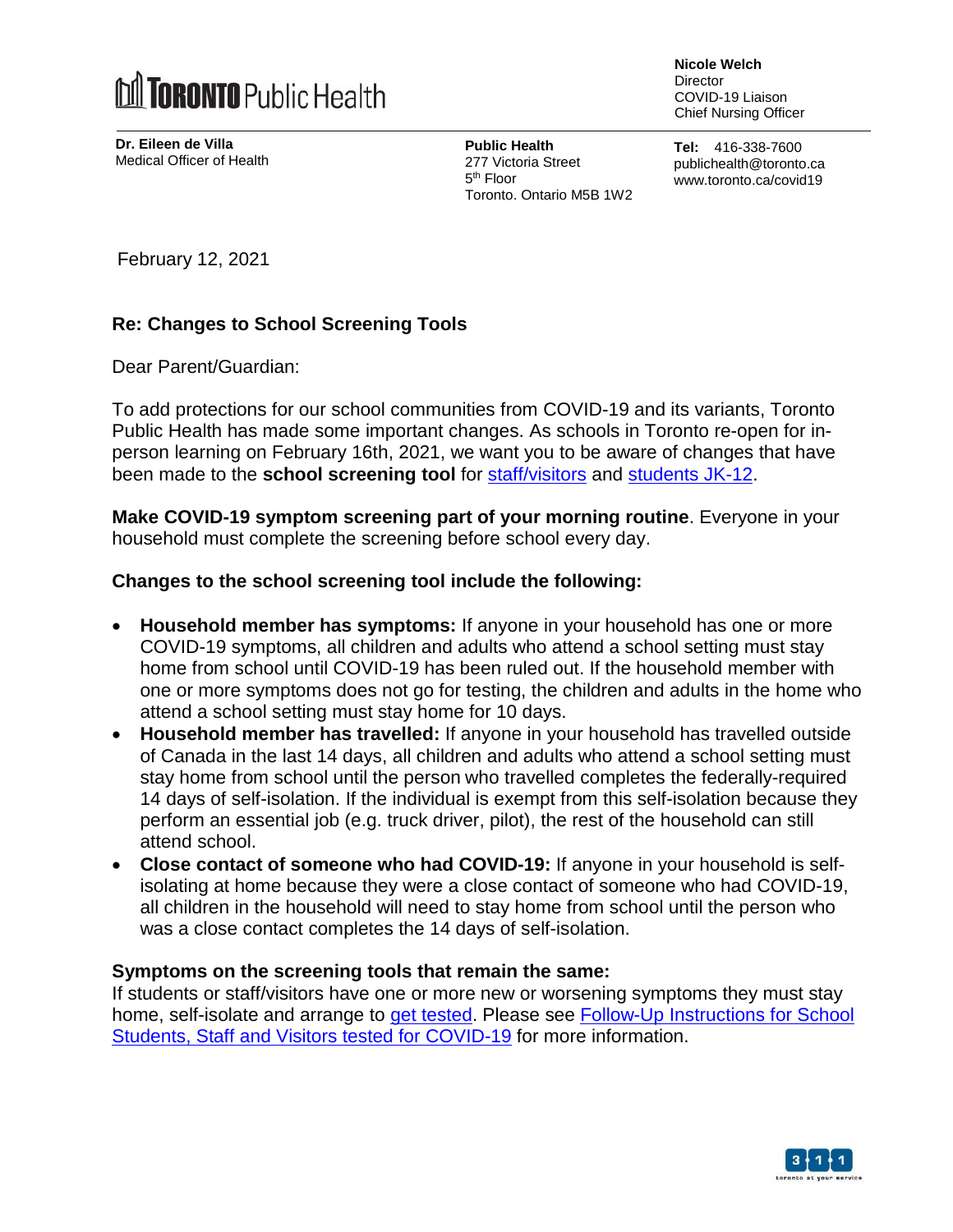**TORONTO Public Health**

**Nicole Welch**
Director
COVID-19 Liaison
Chief Nursing Officer

**Dr. Eileen de Villa**
Medical Officer of Health

**Public Health**
277 Victoria Street
5th Floor
Toronto. Ontario M5B 1W2

**Tel:** 416-338-7600
publichealth@toronto.ca
www.toronto.ca/covid19

February 12, 2021

**Re: Changes to School Screening Tools**

Dear Parent/Guardian:

To add protections for our school communities from COVID-19 and its variants, Toronto Public Health has made some important changes. As schools in Toronto re-open for in-person learning on February 16th, 2021, we want you to be aware of changes that have been made to the **school screening tool** for staff/visitors and students JK-12.

**Make COVID-19 symptom screening part of your morning routine**. Everyone in your household must complete the screening before school every day.

**Changes to the school screening tool include the following:**

- **Household member has symptoms:** If anyone in your household has one or more COVID-19 symptoms, all children and adults who attend a school setting must stay home from school until COVID-19 has been ruled out. If the household member with one or more symptoms does not go for testing, the children and adults in the home who attend a school setting must stay home for 10 days.
- **Household member has travelled:** If anyone in your household has travelled outside of Canada in the last 14 days, all children and adults who attend a school setting must stay home from school until the person who travelled completes the federally-required 14 days of self-isolation. If the individual is exempt from this self-isolation because they perform an essential job (e.g. truck driver, pilot), the rest of the household can still attend school.
- **Close contact of someone who had COVID-19:** If anyone in your household is self-isolating at home because they were a close contact of someone who had COVID-19, all children in the household will need to stay home from school until the person who was a close contact completes the 14 days of self-isolation.

**Symptoms on the screening tools that remain the same:**
If students or staff/visitors have one or more new or worsening symptoms they must stay home, self-isolate and arrange to get tested. Please see Follow-Up Instructions for School Students, Staff and Visitors tested for COVID-19 for more information.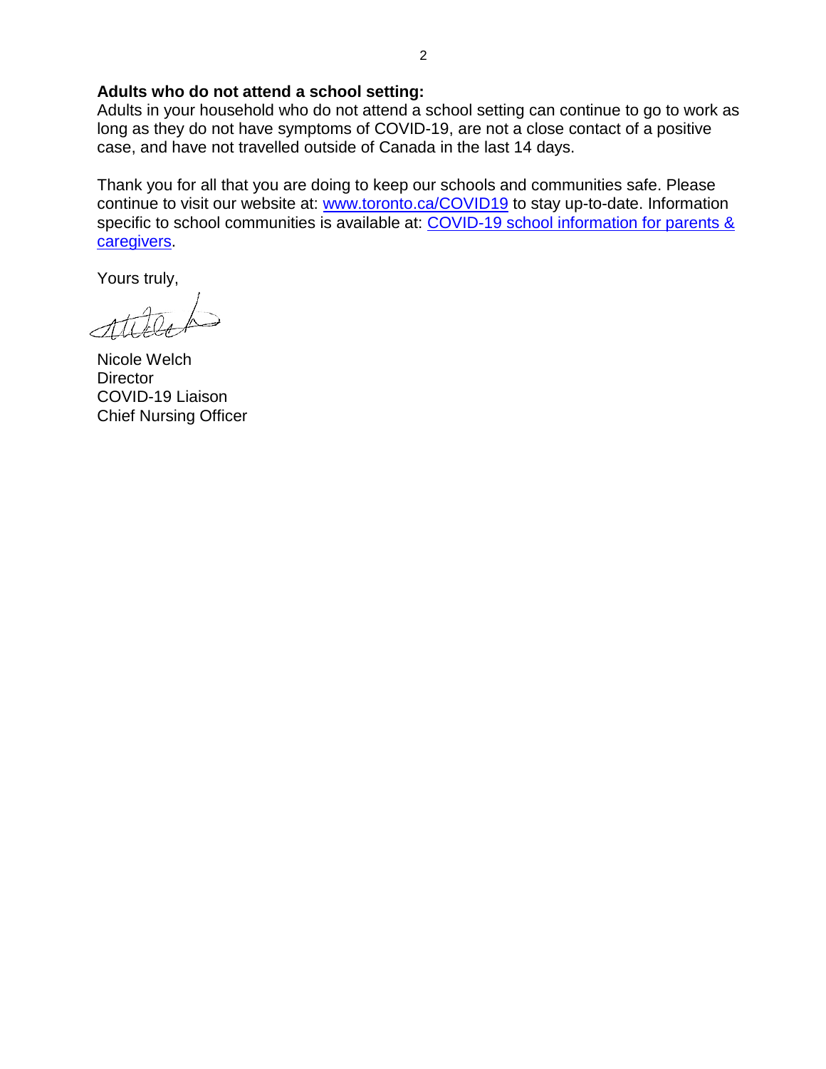**Adults who do not attend a school setting:**
Adults in your household who do not attend a school setting can continue to go to work as long as they do not have symptoms of COVID-19, are not a close contact of a positive case, and have not travelled outside of Canada in the last 14 days.

Thank you for all that you are doing to keep our schools and communities safe. Please continue to visit our website at: www.toronto.ca/COVID19 to stay up-to-date. Information specific to school communities is available at: COVID-19 school information for parents & caregivers.

Yours truly,

Nicole Welch
Director
COVID-19 Liaison
Chief Nursing Officer